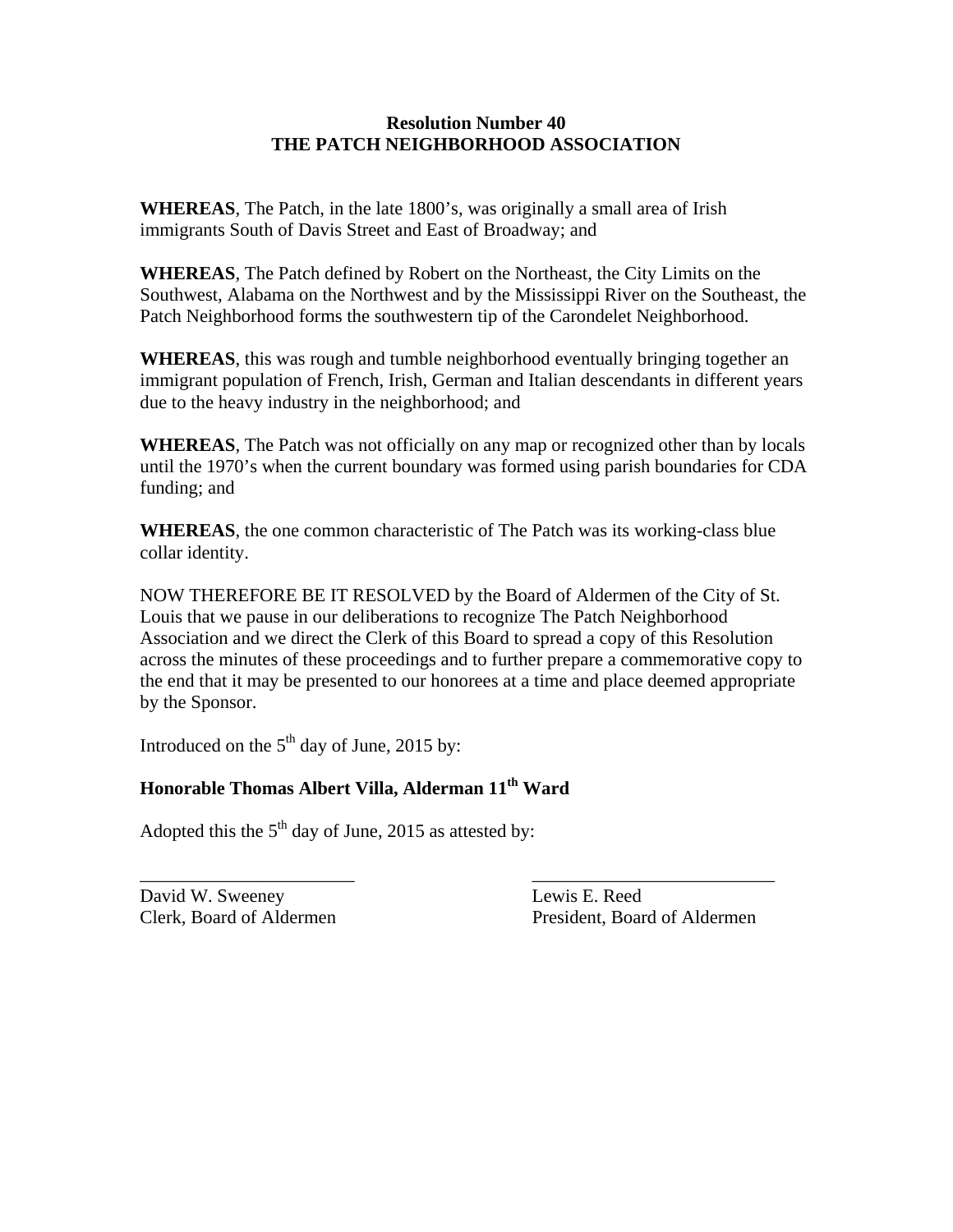**Resolution Number 40**
**THE PATCH NEIGHBORHOOD ASSOCIATION**

**WHEREAS**, The Patch, in the late 1800's, was originally a small area of Irish immigrants South of Davis Street and East of Broadway; and

**WHEREAS**, The Patch defined by Robert on the Northeast, the City Limits on the Southwest, Alabama on the Northwest and by the Mississippi River on the Southeast, the Patch Neighborhood forms the southwestern tip of the Carondelet Neighborhood.

**WHEREAS**, this was rough and tumble neighborhood eventually bringing together an immigrant population of French, Irish, German and Italian descendants in different years due to the heavy industry in the neighborhood; and

**WHEREAS**, The Patch was not officially on any map or recognized other than by locals until the 1970's when the current boundary was formed using parish boundaries for CDA funding; and

**WHEREAS**, the one common characteristic of The Patch was its working-class blue collar identity.

NOW THEREFORE BE IT RESOLVED by the Board of Aldermen of the City of St. Louis that we pause in our deliberations to recognize The Patch Neighborhood Association and we direct the Clerk of this Board to spread a copy of this Resolution across the minutes of these proceedings and to further prepare a commemorative copy to the end that it may be presented to our honorees at a time and place deemed appropriate by the Sponsor.

Introduced on the 5th day of June, 2015 by:

**Honorable Thomas Albert Villa, Alderman 11th Ward**

Adopted this the 5th day of June, 2015 as attested by:

_______________________ _________________________

David W. Sweeney
Clerk, Board of Aldermen

Lewis E. Reed
President, Board of Aldermen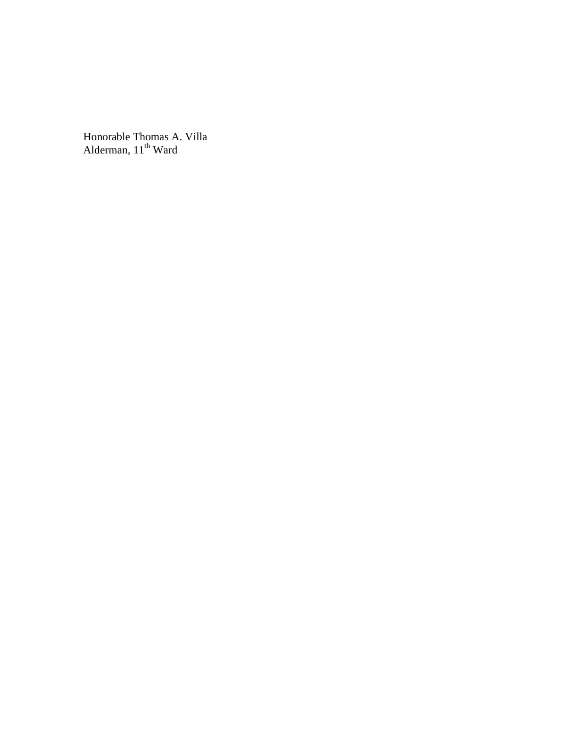Honorable Thomas A. Villa
Alderman, $11^{th}$ Ward